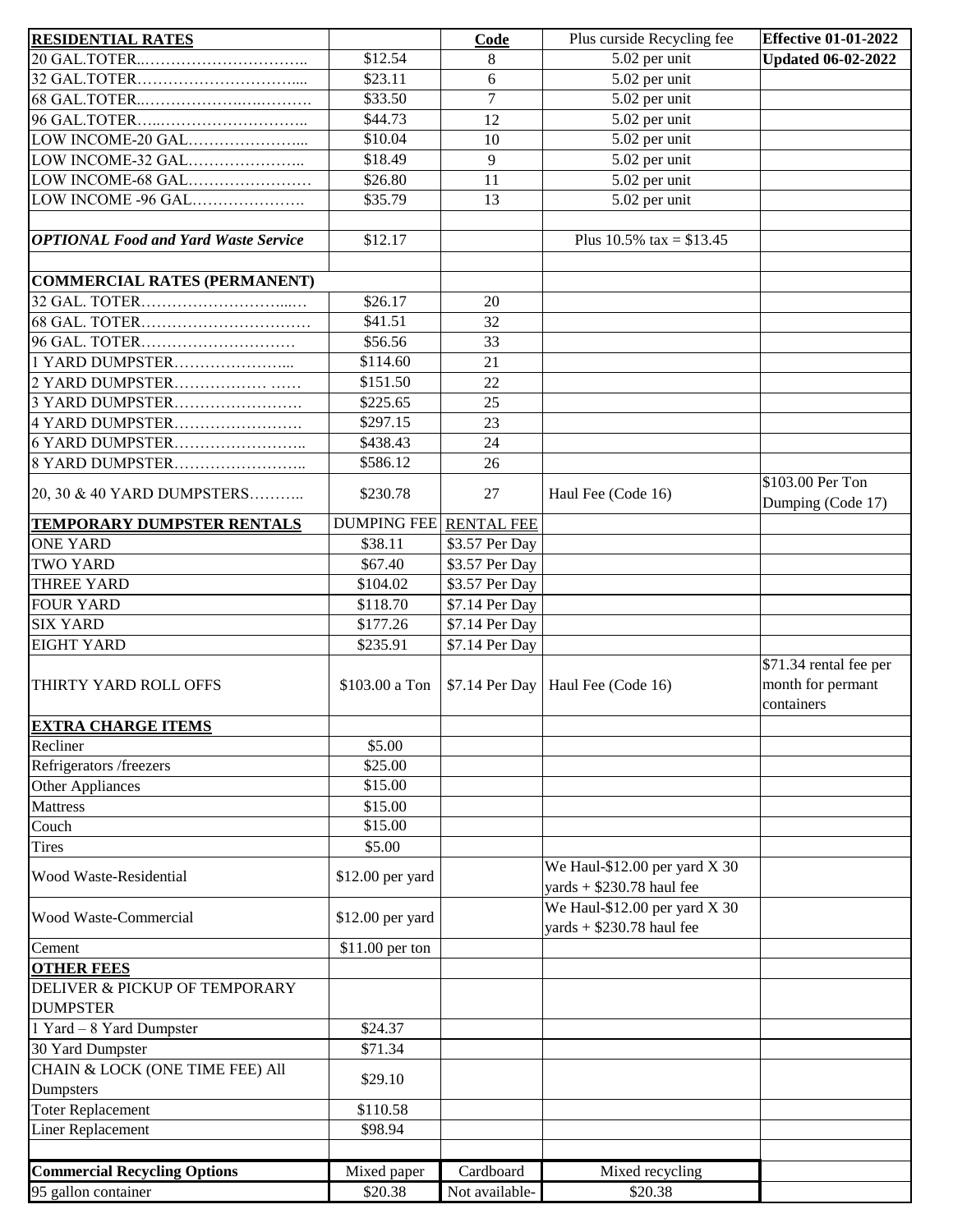| **RESIDENTIAL RATES** | | **Code** | Plus curside Recycling fee | **Effective 01-01-2022** |
|---|---|---|---|---|
| 20 GAL.TOTER..………………………….. | $12.54 | 8 | 5.02 per unit | **Updated 06-02-2022** |
| 32 GAL.TOTER………………………….... | $23.11 | 6 | 5.02 per unit | |
| 68 GAL.TOTER..………………….….………. | $33.50 | 7 | 5.02 per unit | |
| 96 GAL.TOTER…..…………………………. | $44.73 | 12 | 5.02 per unit | |
| LOW INCOME-20 GAL…………………... | $10.04 | 10 | 5.02 per unit | |
| LOW INCOME-32 GAL………………….. | $18.49 | 9 | 5.02 per unit | |
| LOW INCOME-68 GAL…………………… | $26.80 | 11 | 5.02 per unit | |
| LOW INCOME -96 GAL…………………. | $35.79 | 13 | 5.02 per unit | |
| | | | | |
| ***OPTIONAL Food and Yard Waste Service*** | $12.17 | | Plus 10.5% tax = $13.45 | |
| | | | | |
| **COMMERCIAL RATES (PERMANENT)** | | | | |
| 32 GAL. TOTER…………………………..… | $26.17 | 20 | | |
| 68 GAL. TOTER…………………………… | $41.51 | 32 | | |
| 96 GAL. TOTER………………………… | $56.56 | 33 | | |
| 1 YARD DUMPSTER…………………... | $114.60 | 21 | | |
| 2 YARD DUMPSTER……………… …… | $151.50 | 22 | | |
| 3 YARD DUMPSTER……………………. | $225.65 | 25 | | |
| 4 YARD DUMPSTER……………………. | $297.15 | 23 | | |
| 6 YARD DUMPSTER…………………….. | $438.43 | 24 | | |
| 8 YARD DUMPSTER…………………….. | $586.12 | 26 | | |
| 20, 30 & 40 YARD DUMPSTERS……….. | $230.78 | 27 | Haul Fee (Code 16) | $103.00 Per Ton Dumping (Code 17) |
| **TEMPORARY DUMPSTER RENTALS** | DUMPING FEE | RENTAL FEE | | |
| ONE YARD | $38.11 | $3.57 Per Day | | |
| TWO YARD | $67.40 | $3.57 Per Day | | |
| THREE YARD | $104.02 | $3.57 Per Day | | |
| FOUR YARD | $118.70 | $7.14 Per Day | | |
| SIX YARD | $177.26 | $7.14 Per Day | | |
| EIGHT YARD | $235.91 | $7.14 Per Day | | |
| THIRTY YARD ROLL OFFS | $103.00 a Ton | $7.14 Per Day | Haul Fee (Code 16) | $71.34 rental fee per month for permant containers |
| **EXTRA CHARGE ITEMS** | | | | |
| Recliner | $5.00 | | | |
| Refrigerators /freezers | $25.00 | | | |
| Other Appliances | $15.00 | | | |
| Mattress | $15.00 | | | |
| Couch | $15.00 | | | |
| Tires | $5.00 | | | |
| Wood Waste-Residential | $12.00 per yard | | We Haul-$12.00 per yard X 30 yards + $230.78 haul fee | |
| Wood Waste-Commercial | $12.00 per yard | | We Haul-$12.00 per yard X 30 yards + $230.78 haul fee | |
| Cement | $11.00 per ton | | | |
| **OTHER FEES** | | | | |
| DELIVER & PICKUP OF TEMPORARY DUMPSTER | | | | |
| 1 Yard – 8 Yard Dumpster | $24.37 | | | |
| 30 Yard Dumpster | $71.34 | | | |
| CHAIN & LOCK (ONE TIME FEE) All Dumpsters | $29.10 | | | |
| Toter Replacement | $110.58 | | | |
| Liner Replacement | $98.94 | | | |
| | | | | |
| **Commercial Recycling Options** | Mixed paper | Cardboard | Mixed recycling | |
| 95 gallon container | $20.38 | Not available- | $20.38 | |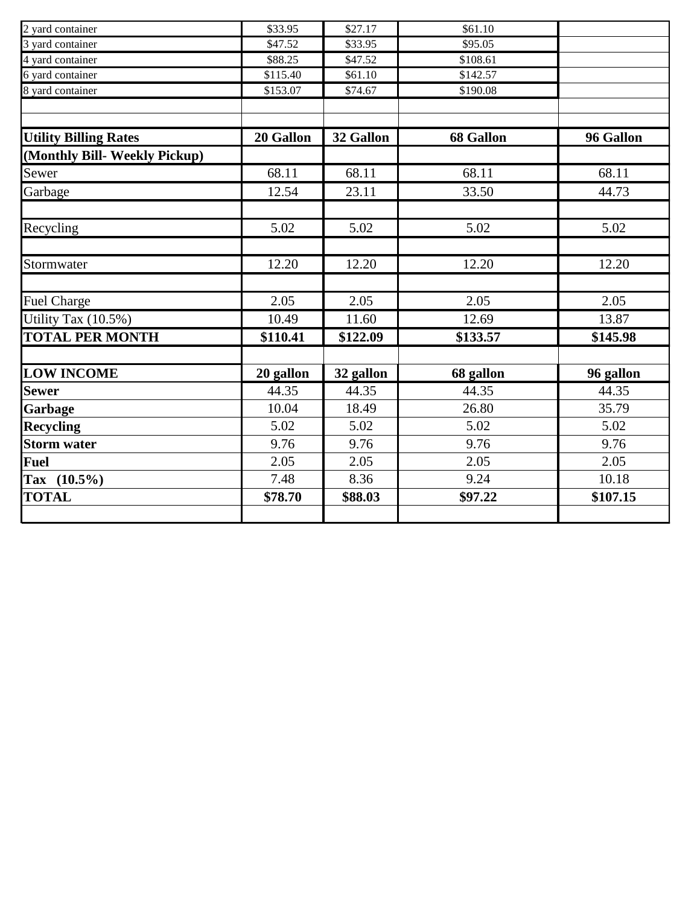| | | | | |
|---|---|---|---|---|
| 2 yard container | $33.95 | $27.17 | $61.10 | |
| 3 yard container | $47.52 | $33.95 | $95.05 | |
| 4 yard container | $88.25 | $47.52 | $108.61 | |
| 6 yard container | $115.40 | $61.10 | $142.57 | |
| 8 yard container | $153.07 | $74.67 | $190.08 | |
| | | | | |
| | | | | |
| **Utility Billing Rates** | **20 Gallon** | **32 Gallon** | **68 Gallon** | **96 Gallon** |
| **(Monthly Bill- Weekly Pickup)** | | | | |
| Sewer | 68.11 | 68.11 | 68.11 | 68.11 |
| Garbage | 12.54 | 23.11 | 33.50 | 44.73 |
| | | | | |
| Recycling | 5.02 | 5.02 | 5.02 | 5.02 |
| | | | | |
| Stormwater | 12.20 | 12.20 | 12.20 | 12.20 |
| | | | | |
| Fuel Charge | 2.05 | 2.05 | 2.05 | 2.05 |
| Utility Tax (10.5%) | 10.49 | 11.60 | 12.69 | 13.87 |
| **TOTAL PER MONTH** | **$110.41** | **$122.09** | **$133.57** | **$145.98** |
| | | | | |
| **LOW INCOME** | **20 gallon** | **32 gallon** | **68 gallon** | **96 gallon** |
| **Sewer** | 44.35 | 44.35 | 44.35 | 44.35 |
| **Garbage** | 10.04 | 18.49 | 26.80 | 35.79 |
| **Recycling** | 5.02 | 5.02 | 5.02 | 5.02 |
| **Storm water** | 9.76 | 9.76 | 9.76 | 9.76 |
| **Fuel** | 2.05 | 2.05 | 2.05 | 2.05 |
| **Tax (10.5%)** | 7.48 | 8.36 | 9.24 | 10.18 |
| **TOTAL** | **$78.70** | **$88.03** | **$97.22** | **$107.15** |